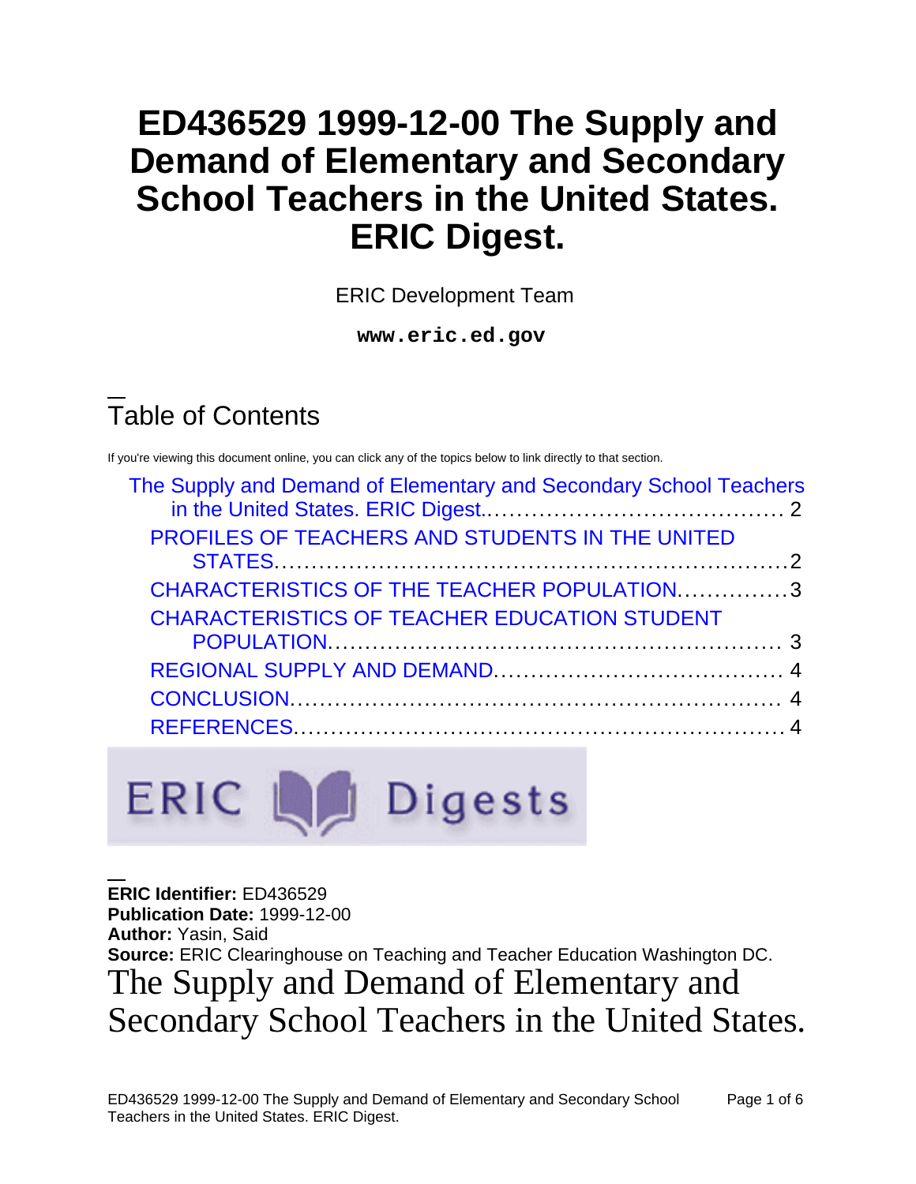# ED436529 1999-12-00 The Supply and Demand of Elementary and Secondary School Teachers in the United States. ERIC Digest.

ERIC Development Team

**www.eric.ed.gov**

## Table of Contents

If you're viewing this document online, you can click any of the topics below to link directly to that section.

- The Supply and Demand of Elementary and Secondary School Teachers in the United States. ERIC Digest.......... 2
  - PROFILES OF TEACHERS AND STUDENTS IN THE UNITED STATES.......... 2
  - CHARACTERISTICS OF THE TEACHER POPULATION.......... 3
  - CHARACTERISTICS OF TEACHER EDUCATION STUDENT POPULATION.......... 3
  - REGIONAL SUPPLY AND DEMAND.......... 4
  - CONCLUSION.......... 4
  - REFERENCES.......... 4

ERIC Digests

**ERIC Identifier:** ED436529
**Publication Date:** 1999-12-00
**Author:** Yasin, Said
**Source:** ERIC Clearinghouse on Teaching and Teacher Education Washington DC.

# The Supply and Demand of Elementary and Secondary School Teachers in the United States.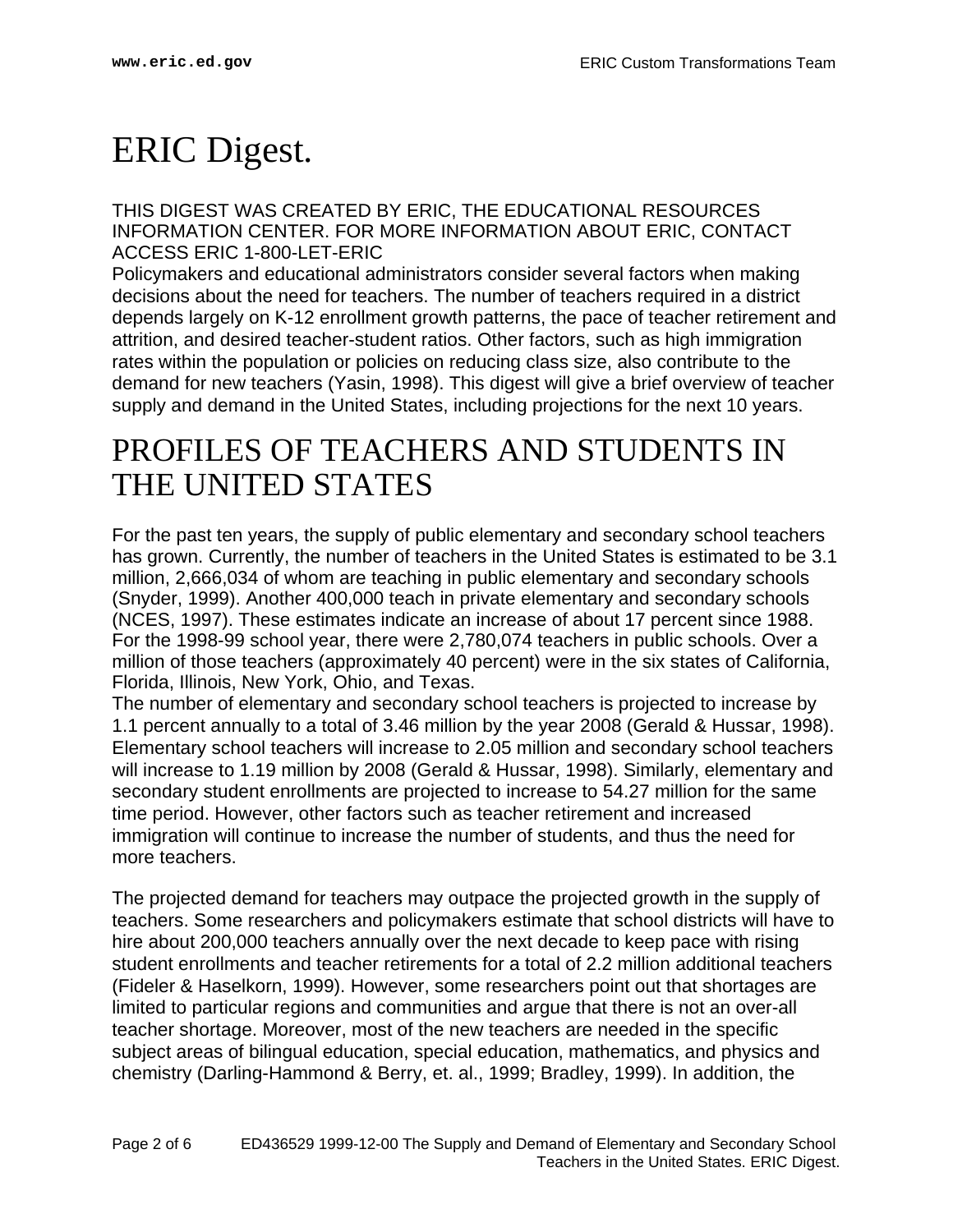# ERIC Digest.

THIS DIGEST WAS CREATED BY ERIC, THE EDUCATIONAL RESOURCES INFORMATION CENTER. FOR MORE INFORMATION ABOUT ERIC, CONTACT ACCESS ERIC 1-800-LET-ERIC

Policymakers and educational administrators consider several factors when making decisions about the need for teachers. The number of teachers required in a district depends largely on K-12 enrollment growth patterns, the pace of teacher retirement and attrition, and desired teacher-student ratios. Other factors, such as high immigration rates within the population or policies on reducing class size, also contribute to the demand for new teachers (Yasin, 1998). This digest will give a brief overview of teacher supply and demand in the United States, including projections for the next 10 years.

# PROFILES OF TEACHERS AND STUDENTS IN THE UNITED STATES

For the past ten years, the supply of public elementary and secondary school teachers has grown. Currently, the number of teachers in the United States is estimated to be 3.1 million, 2,666,034 of whom are teaching in public elementary and secondary schools (Snyder, 1999). Another 400,000 teach in private elementary and secondary schools (NCES, 1997). These estimates indicate an increase of about 17 percent since 1988. For the 1998-99 school year, there were 2,780,074 teachers in public schools. Over a million of those teachers (approximately 40 percent) were in the six states of California, Florida, Illinois, New York, Ohio, and Texas.

The number of elementary and secondary school teachers is projected to increase by 1.1 percent annually to a total of 3.46 million by the year 2008 (Gerald & Hussar, 1998). Elementary school teachers will increase to 2.05 million and secondary school teachers will increase to 1.19 million by 2008 (Gerald & Hussar, 1998). Similarly, elementary and secondary student enrollments are projected to increase to 54.27 million for the same time period. However, other factors such as teacher retirement and increased immigration will continue to increase the number of students, and thus the need for more teachers.

The projected demand for teachers may outpace the projected growth in the supply of teachers. Some researchers and policymakers estimate that school districts will have to hire about 200,000 teachers annually over the next decade to keep pace with rising student enrollments and teacher retirements for a total of 2.2 million additional teachers (Fideler & Haselkorn, 1999). However, some researchers point out that shortages are limited to particular regions and communities and argue that there is not an over-all teacher shortage. Moreover, most of the new teachers are needed in the specific subject areas of bilingual education, special education, mathematics, and physics and chemistry (Darling-Hammond & Berry, et. al., 1999; Bradley, 1999). In addition, the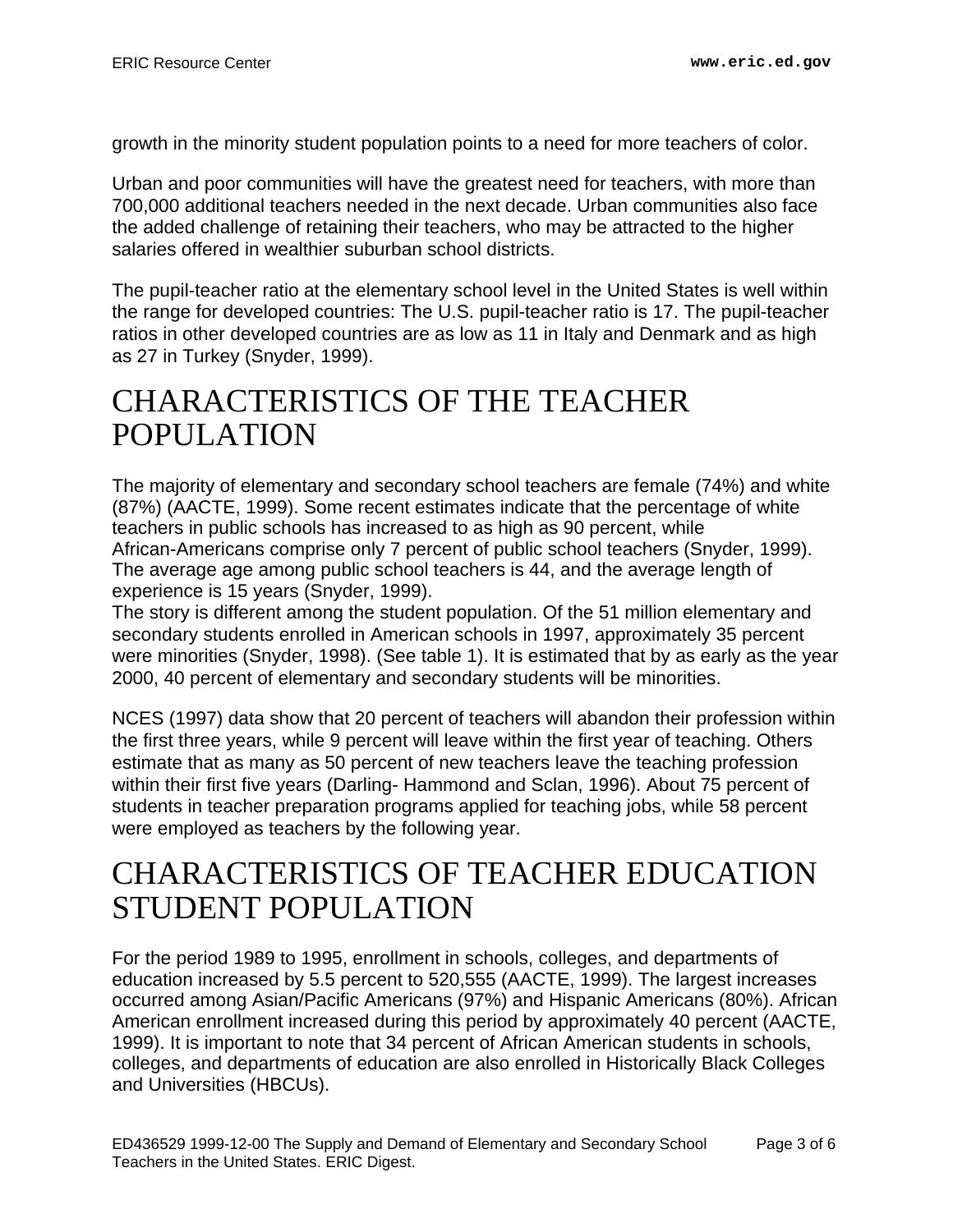growth in the minority student population points to a need for more teachers of color.

Urban and poor communities will have the greatest need for teachers, with more than 700,000 additional teachers needed in the next decade. Urban communities also face the added challenge of retaining their teachers, who may be attracted to the higher salaries offered in wealthier suburban school districts.

The pupil-teacher ratio at the elementary school level in the United States is well within the range for developed countries: The U.S. pupil-teacher ratio is 17. The pupil-teacher ratios in other developed countries are as low as 11 in Italy and Denmark and as high as 27 in Turkey (Snyder, 1999).

# CHARACTERISTICS OF THE TEACHER POPULATION

The majority of elementary and secondary school teachers are female (74%) and white (87%) (AACTE, 1999). Some recent estimates indicate that the percentage of white teachers in public schools has increased to as high as 90 percent, while African-Americans comprise only 7 percent of public school teachers (Snyder, 1999). The average age among public school teachers is 44, and the average length of experience is 15 years (Snyder, 1999).

The story is different among the student population. Of the 51 million elementary and secondary students enrolled in American schools in 1997, approximately 35 percent were minorities (Snyder, 1998). (See table 1). It is estimated that by as early as the year 2000, 40 percent of elementary and secondary students will be minorities.

NCES (1997) data show that 20 percent of teachers will abandon their profession within the first three years, while 9 percent will leave within the first year of teaching. Others estimate that as many as 50 percent of new teachers leave the teaching profession within their first five years (Darling- Hammond and Sclan, 1996). About 75 percent of students in teacher preparation programs applied for teaching jobs, while 58 percent were employed as teachers by the following year.

# CHARACTERISTICS OF TEACHER EDUCATION STUDENT POPULATION

For the period 1989 to 1995, enrollment in schools, colleges, and departments of education increased by 5.5 percent to 520,555 (AACTE, 1999). The largest increases occurred among Asian/Pacific Americans (97%) and Hispanic Americans (80%). African American enrollment increased during this period by approximately 40 percent (AACTE, 1999). It is important to note that 34 percent of African American students in schools, colleges, and departments of education are also enrolled in Historically Black Colleges and Universities (HBCUs).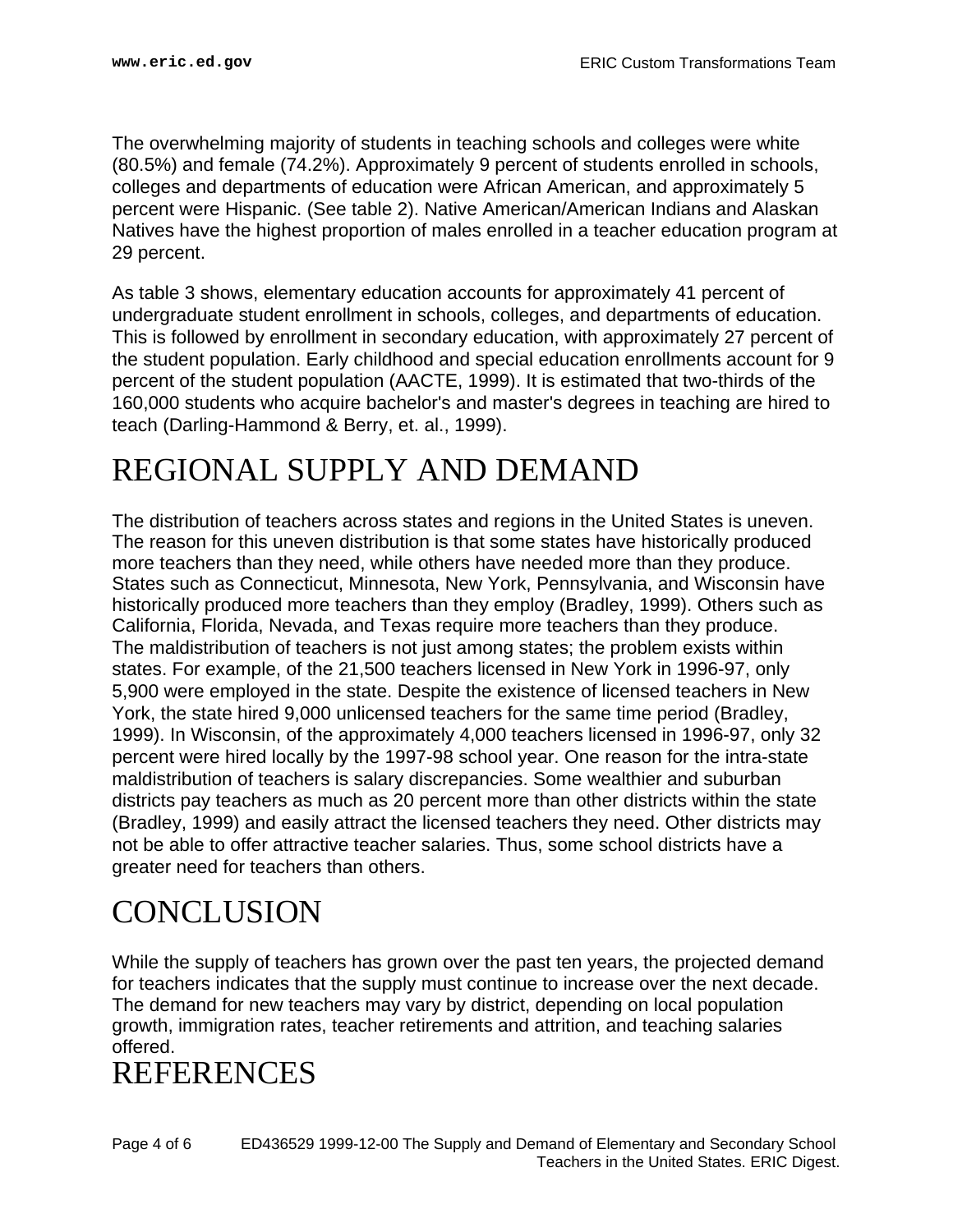The overwhelming majority of students in teaching schools and colleges were white (80.5%) and female (74.2%). Approximately 9 percent of students enrolled in schools, colleges and departments of education were African American, and approximately 5 percent were Hispanic. (See table 2). Native American/American Indians and Alaskan Natives have the highest proportion of males enrolled in a teacher education program at 29 percent.

As table 3 shows, elementary education accounts for approximately 41 percent of undergraduate student enrollment in schools, colleges, and departments of education. This is followed by enrollment in secondary education, with approximately 27 percent of the student population. Early childhood and special education enrollments account for 9 percent of the student population (AACTE, 1999). It is estimated that two-thirds of the 160,000 students who acquire bachelor's and master's degrees in teaching are hired to teach (Darling-Hammond & Berry, et. al., 1999).

# REGIONAL SUPPLY AND DEMAND

The distribution of teachers across states and regions in the United States is uneven. The reason for this uneven distribution is that some states have historically produced more teachers than they need, while others have needed more than they produce. States such as Connecticut, Minnesota, New York, Pennsylvania, and Wisconsin have historically produced more teachers than they employ (Bradley, 1999). Others such as California, Florida, Nevada, and Texas require more teachers than they produce. The maldistribution of teachers is not just among states; the problem exists within states. For example, of the 21,500 teachers licensed in New York in 1996-97, only 5,900 were employed in the state. Despite the existence of licensed teachers in New York, the state hired 9,000 unlicensed teachers for the same time period (Bradley, 1999). In Wisconsin, of the approximately 4,000 teachers licensed in 1996-97, only 32 percent were hired locally by the 1997-98 school year. One reason for the intra-state maldistribution of teachers is salary discrepancies. Some wealthier and suburban districts pay teachers as much as 20 percent more than other districts within the state (Bradley, 1999) and easily attract the licensed teachers they need. Other districts may not be able to offer attractive teacher salaries. Thus, some school districts have a greater need for teachers than others.

# CONCLUSION

While the supply of teachers has grown over the past ten years, the projected demand for teachers indicates that the supply must continue to increase over the next decade. The demand for new teachers may vary by district, depending on local population growth, immigration rates, teacher retirements and attrition, and teaching salaries offered.

# REFERENCES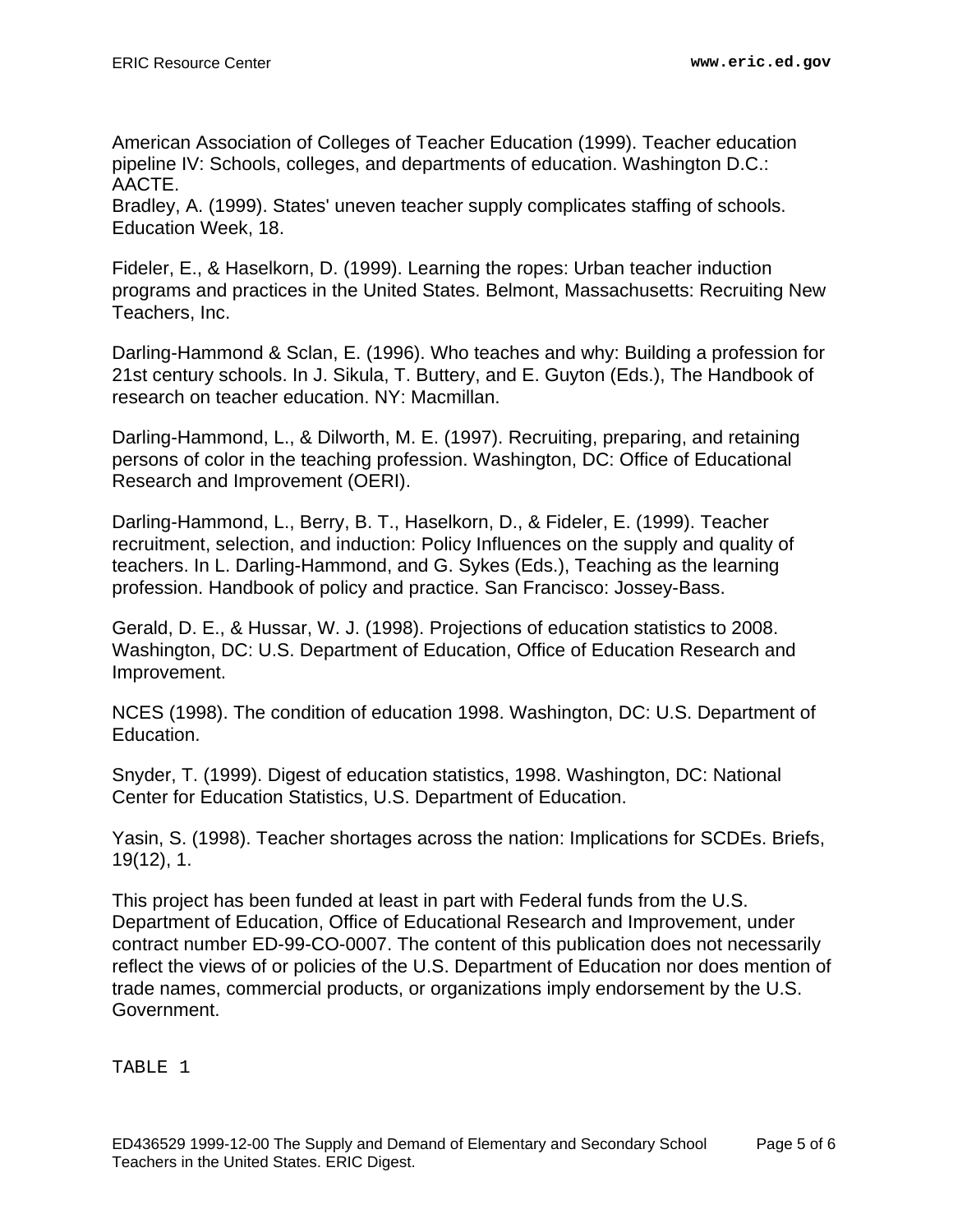American Association of Colleges of Teacher Education (1999). Teacher education pipeline IV: Schools, colleges, and departments of education. Washington D.C.: AACTE.
Bradley, A. (1999). States' uneven teacher supply complicates staffing of schools. Education Week, 18.

Fideler, E., & Haselkorn, D. (1999). Learning the ropes: Urban teacher induction programs and practices in the United States. Belmont, Massachusetts: Recruiting New Teachers, Inc.

Darling-Hammond & Sclan, E. (1996). Who teaches and why: Building a profession for 21st century schools. In J. Sikula, T. Buttery, and E. Guyton (Eds.), The Handbook of research on teacher education. NY: Macmillan.

Darling-Hammond, L., & Dilworth, M. E. (1997). Recruiting, preparing, and retaining persons of color in the teaching profession. Washington, DC: Office of Educational Research and Improvement (OERI).

Darling-Hammond, L., Berry, B. T., Haselkorn, D., & Fideler, E. (1999). Teacher recruitment, selection, and induction: Policy Influences on the supply and quality of teachers. In L. Darling-Hammond, and G. Sykes (Eds.), Teaching as the learning profession. Handbook of policy and practice. San Francisco: Jossey-Bass.

Gerald, D. E., & Hussar, W. J. (1998). Projections of education statistics to 2008. Washington, DC: U.S. Department of Education, Office of Education Research and Improvement.

NCES (1998). The condition of education 1998. Washington, DC: U.S. Department of Education.

Snyder, T. (1999). Digest of education statistics, 1998. Washington, DC: National Center for Education Statistics, U.S. Department of Education.

Yasin, S. (1998). Teacher shortages across the nation: Implications for SCDEs. Briefs, 19(12), 1.

This project has been funded at least in part with Federal funds from the U.S. Department of Education, Office of Educational Research and Improvement, under contract number ED-99-CO-0007. The content of this publication does not necessarily reflect the views of or policies of the U.S. Department of Education nor does mention of trade names, commercial products, or organizations imply endorsement by the U.S. Government.

TABLE 1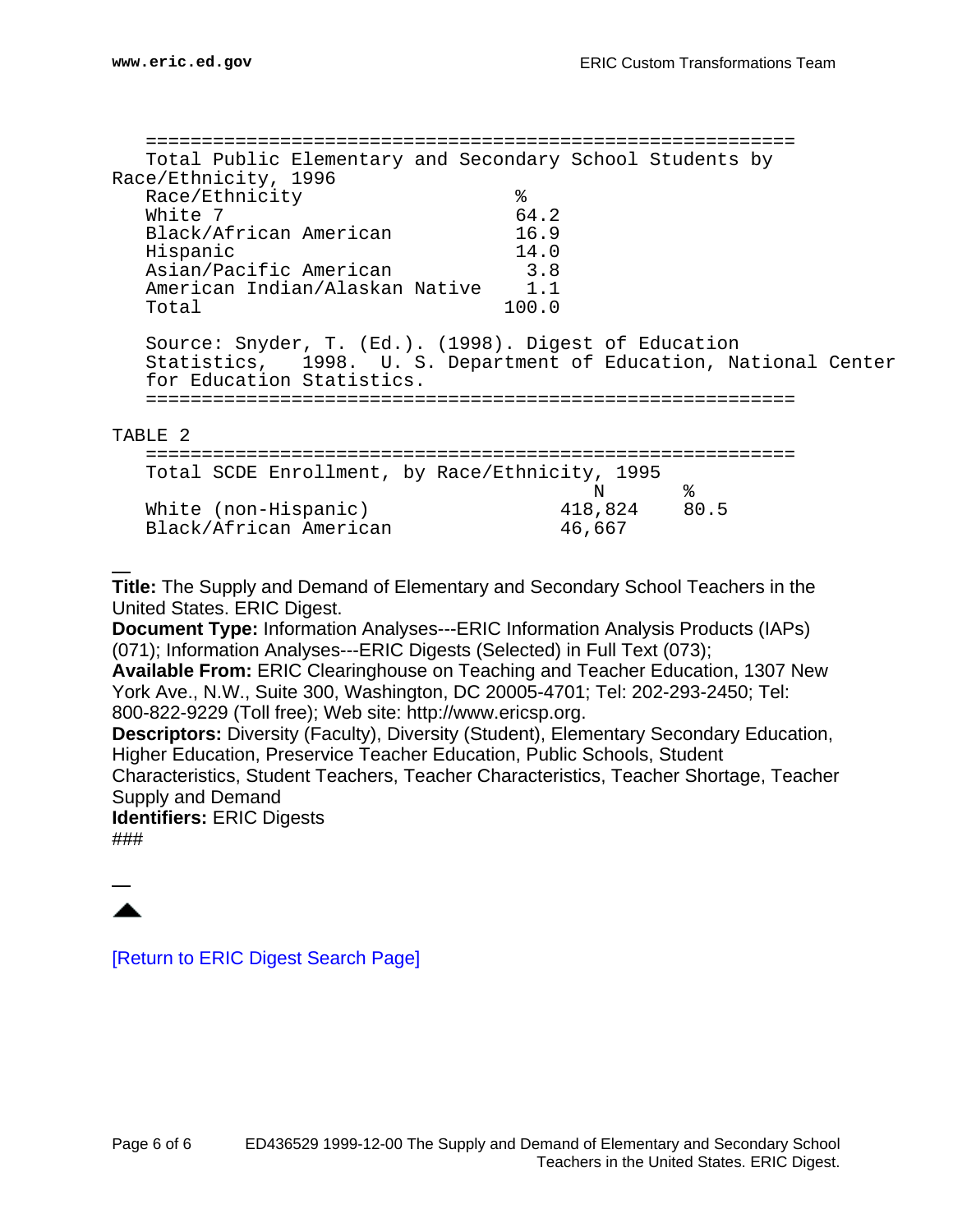Total Public Elementary and Secondary School Students by Race/Ethnicity, 1996

| Race/Ethnicity | % |
|---|---|
| White 7 | 64.2 |
| Black/African American | 16.9 |
| Hispanic | 14.0 |
| Asian/Pacific American | 3.8 |
| American Indian/Alaskan Native | 1.1 |
| Total | 100.0 |

Source: Snyder, T. (Ed.). (1998). Digest of Education Statistics, 1998. U. S. Department of Education, National Center for Education Statistics.

TABLE 2

Total SCDE Enrollment, by Race/Ethnicity, 1995

| | N | % |
|---|---|---|
| White (non-Hispanic) | 418,824 | 80.5 |
| Black/African American | 46,667 | |

---

**Title:** The Supply and Demand of Elementary and Secondary School Teachers in the United States. ERIC Digest.
**Document Type:** Information Analyses---ERIC Information Analysis Products (IAPs) (071); Information Analyses---ERIC Digests (Selected) in Full Text (073);
**Available From:** ERIC Clearinghouse on Teaching and Teacher Education, 1307 New York Ave., N.W., Suite 300, Washington, DC 20005-4701; Tel: 202-293-2450; Tel: 800-822-9229 (Toll free); Web site: http://www.ericsp.org.
**Descriptors:** Diversity (Faculty), Diversity (Student), Elementary Secondary Education, Higher Education, Preservice Teacher Education, Public Schools, Student Characteristics, Student Teachers, Teacher Characteristics, Teacher Shortage, Teacher Supply and Demand
**Identifiers:** ERIC Digests
###

---

[Return to ERIC Digest Search Page]